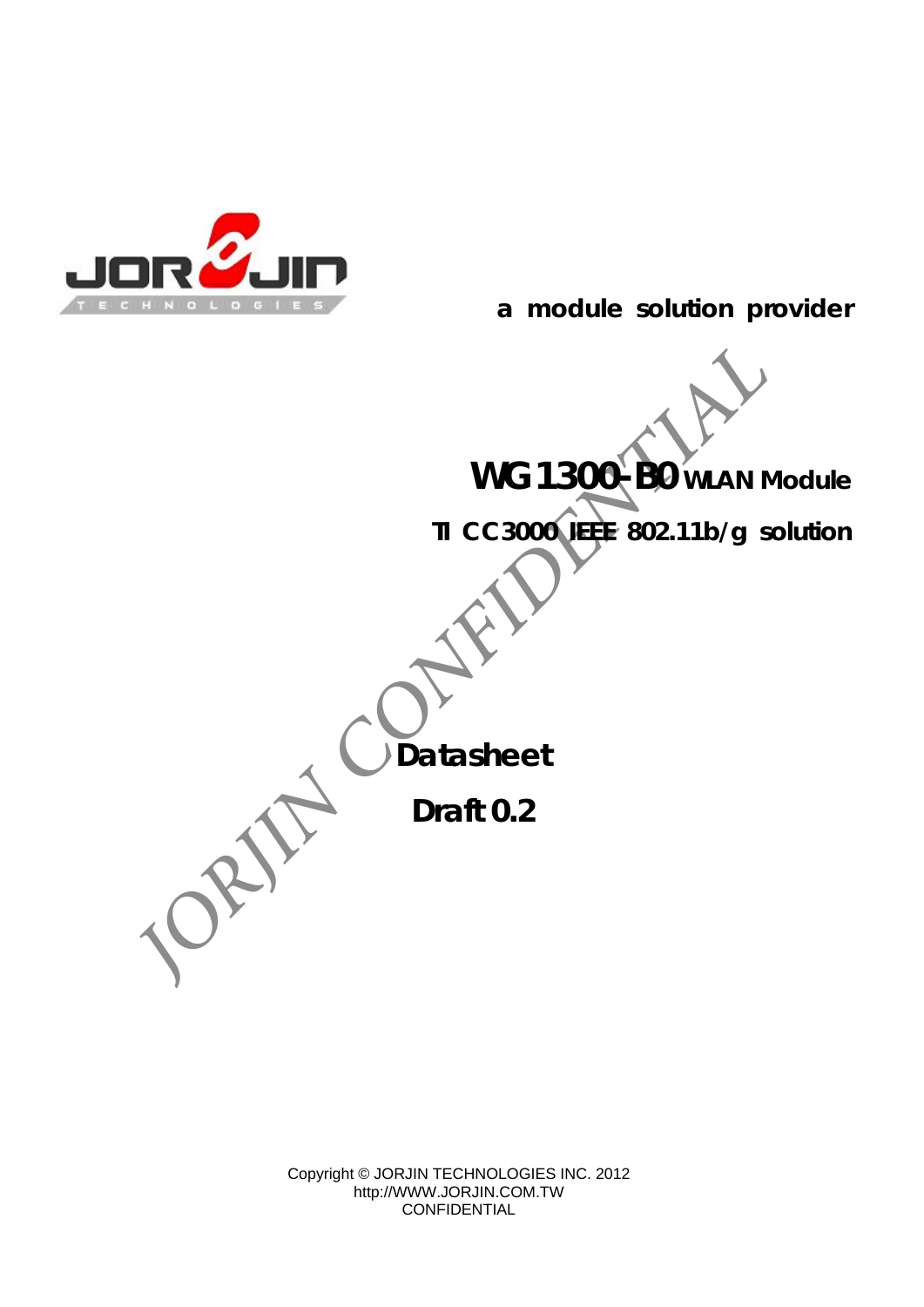a module solution provider

# WG1300-B0 WLAN Module

## TI CC3000 IEEE 802.11b/g solution

**Datasheet**

**Draft 0.2**

Copyright © JORJIN TECHNOLOGIES INC. 2012
http://WWW.JORJIN.COM.TW
CONFIDENTIAL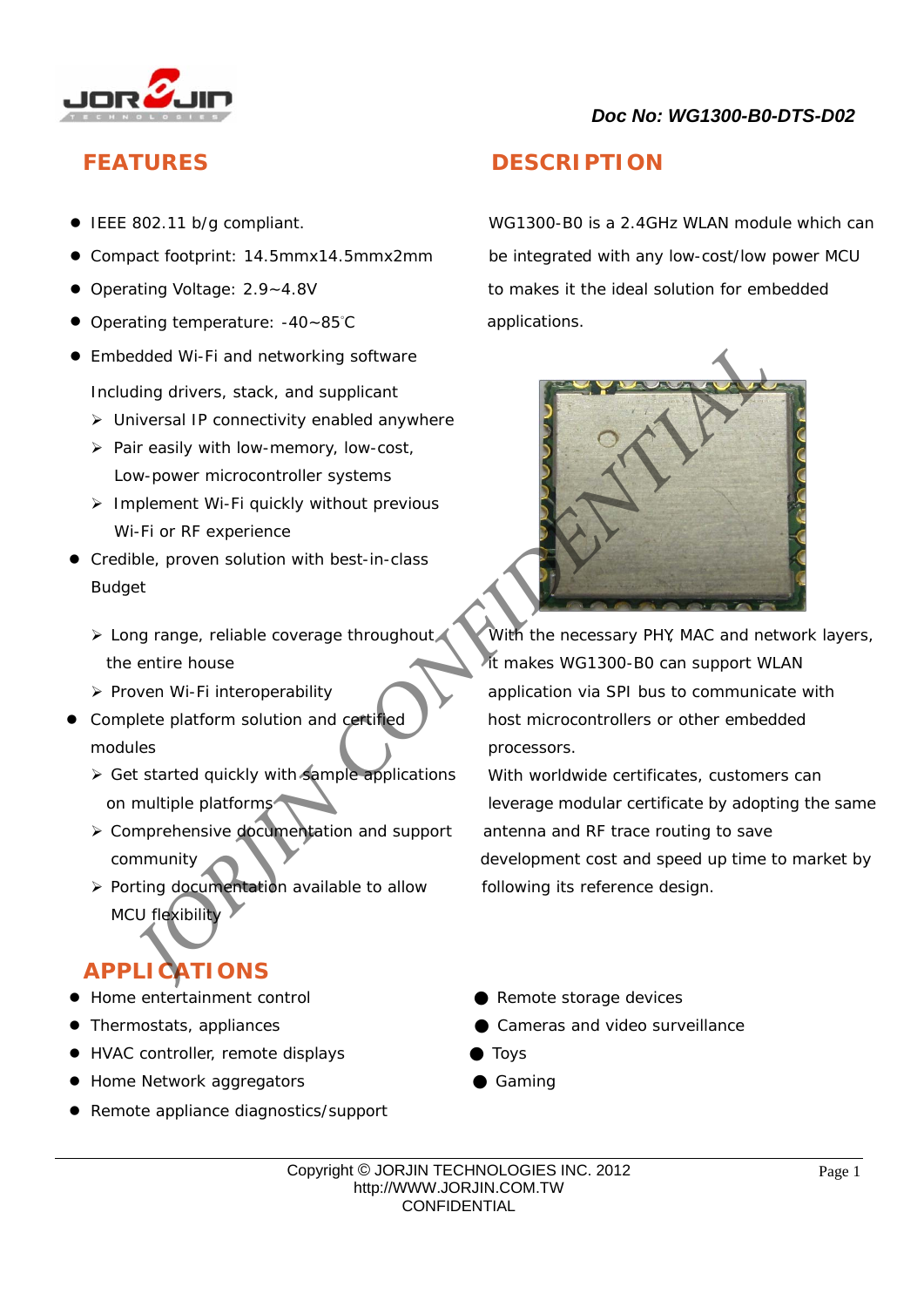Doc No: WG1300-B0-DTS-D02

## FEATURES

- IEEE 802.11 b/g compliant.
- Compact footprint: 14.5mmx14.5mmx2mm
- Operating Voltage: 2.9~4.8V
- Operating temperature: -40~85℃
- Embedded Wi-Fi and networking software

  Including drivers, stack, and supplicant
  - Universal IP connectivity enabled anywhere
  - Pair easily with low-memory, low-cost, Low-power microcontroller systems
  - Implement Wi-Fi quickly without previous Wi-Fi or RF experience
- Credible, proven solution with best-in-class Budget
  - Long range, reliable coverage throughout the entire house
  - Proven Wi-Fi interoperability
- Complete platform solution and certified modules
  - Get started quickly with sample applications on multiple platforms
  - Comprehensive documentation and support community
  - Porting documentation available to allow MCU flexibility

## DESCRIPTION

WG1300-B0 is a 2.4GHz WLAN module which can be integrated with any low-cost/low power MCU to makes it the ideal solution for embedded applications.

With the necessary PHY, MAC and network layers, it makes WG1300-B0 can support WLAN application via SPI bus to communicate with host microcontrollers or other embedded processors.

With worldwide certificates, customers can leverage modular certificate by adopting the same antenna and RF trace routing to save development cost and speed up time to market by following its reference design.

## APPLICATIONS

- Home entertainment control
- Thermostats, appliances
- HVAC controller, remote displays
- Home Network aggregators
- Remote appliance diagnostics/support
- Remote storage devices
- Cameras and video surveillance
- Toys
- Gaming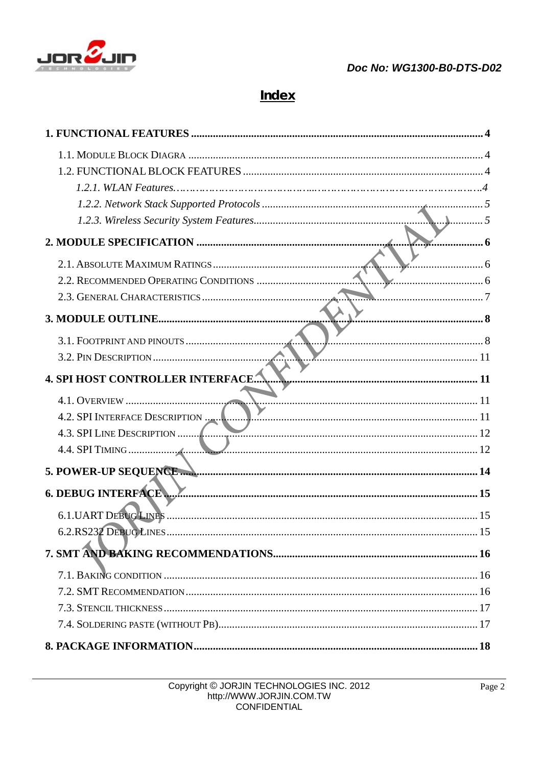# Index

**1. FUNCTIONAL FEATURES ........................................................................................................ 4**

1.1. MODULE BLOCK DIAGRA ........................................................................................................ 4

1.2. FUNCTIONAL BLOCK FEATURES ........................................................................................................ 4

*1.2.1. WLAN Features........................................................................................................4*

*1.2.2. Network Stack Supported Protocols ........................................................................................................ 5*

*1.2.3. Wireless Security System Features........................................................................................................ 5*

**2. MODULE SPECIFICATION ........................................................................................................ 6**

2.1. ABSOLUTE MAXIMUM RATINGS ........................................................................................................ 6

2.2. RECOMMENDED OPERATING CONDITIONS ........................................................................................................ 6

2.3. GENERAL CHARACTERISTICS ........................................................................................................ 7

**3. MODULE OUTLINE........................................................................................................ 8**

3.1. FOOTPRINT AND PINOUTS ........................................................................................................ 8

3.2. PIN DESCRIPTION ........................................................................................................ 11

**4. SPI HOST CONTROLLER INTERFACE........................................................................................................ 11**

4.1. OVERVIEW ........................................................................................................ 11

4.2. SPI INTERFACE DESCRIPTION ........................................................................................................ 11

4.3. SPI LINE DESCRIPTION ........................................................................................................ 12

4.4. SPI TIMING ........................................................................................................ 12

**5. POWER-UP SEQUENCE ........................................................................................................ 14**

**6. DEBUG INTERFACE ........................................................................................................ 15**

6.1.UART DEBUG LINES ........................................................................................................ 15

6.2.RS232 DEBUG LINES ........................................................................................................ 15

**7. SMT AND BAKING RECOMMENDATIONS........................................................................................................ 16**

7.1. BAKING CONDITION ........................................................................................................ 16

7.2. SMT RECOMMENDATION ........................................................................................................ 16

7.3. STENCIL THICKNESS ........................................................................................................ 17

7.4. SOLDERING PASTE (WITHOUT PB)........................................................................................................ 17

**8. PACKAGE INFORMATION........................................................................................................ 18**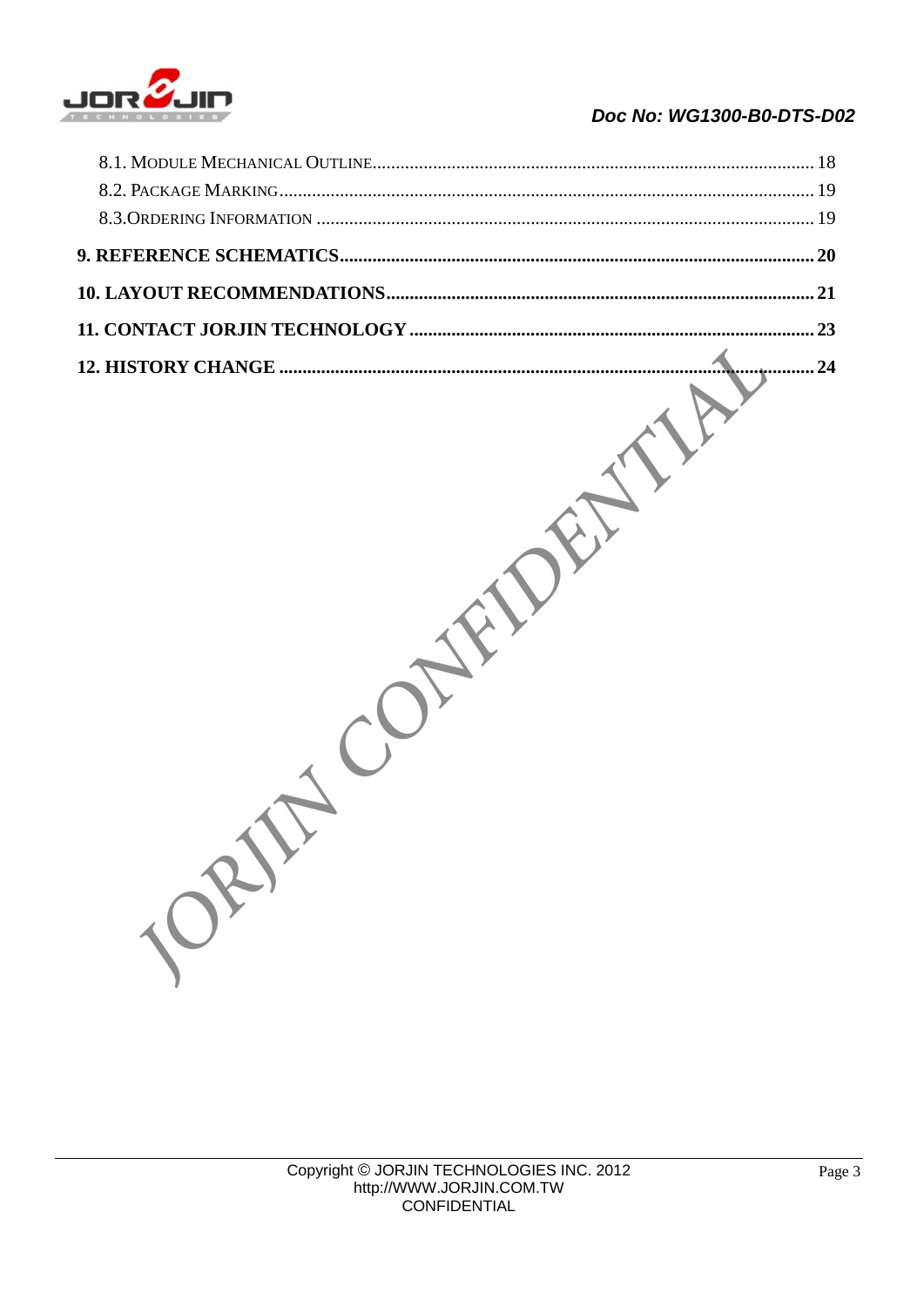8.1. MODULE MECHANICAL OUTLINE .......... 18
8.2. PACKAGE MARKING .......... 19
8.3.ORDERING INFORMATION .......... 19

**9. REFERENCE SCHEMATICS .......... 20**

**10. LAYOUT RECOMMENDATIONS .......... 21**

**11. CONTACT JORJIN TECHNOLOGY .......... 23**

**12. HISTORY CHANGE .......... 24**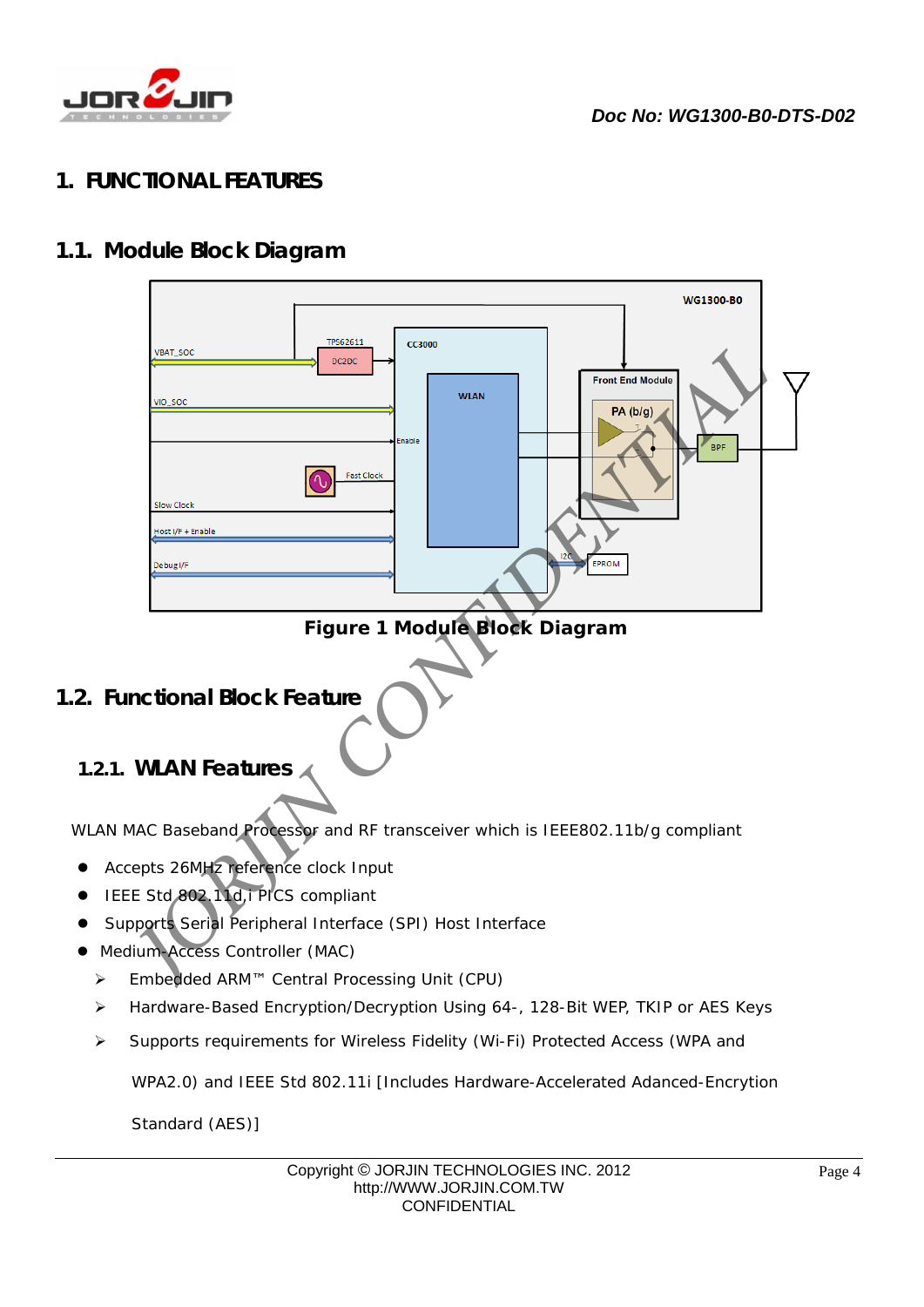# 1. FUNCTIONAL FEATURES

## 1.1. Module Block Diagram

Figure 1 Module Block Diagram

## 1.2. Functional Block Feature

### 1.2.1. WLAN Features

WLAN MAC Baseband Processor and RF transceiver which is IEEE802.11b/g compliant

- Accepts 26MHz reference clock Input
- IEEE Std 802.11d,i PICS compliant
- Supports Serial Peripheral Interface (SPI) Host Interface
- Medium-Access Controller (MAC)
  - Embedded ARM™ Central Processing Unit (CPU)
  - Hardware-Based Encryption/Decryption Using 64-, 128-Bit WEP, TKIP or AES Keys
  - Supports requirements for Wireless Fidelity (Wi-Fi) Protected Access (WPA and WPA2.0) and IEEE Std 802.11i [Includes Hardware-Accelerated Adanced-Encrytion Standard (AES)]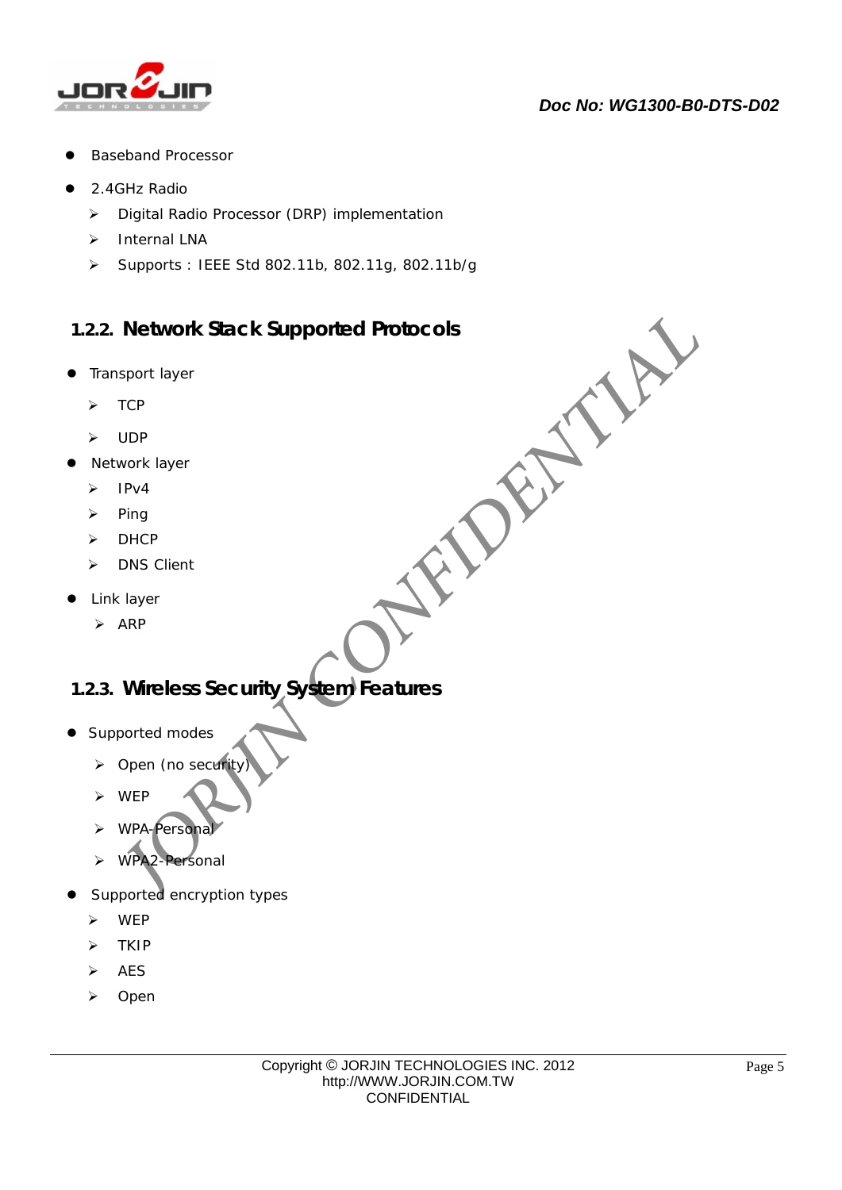- Baseband Processor
- 2.4GHz Radio
  - Digital Radio Processor (DRP) implementation
  - Internal LNA
  - Supports : IEEE Std 802.11b, 802.11g, 802.11b/g

### 1.2.2. Network Stack Supported Protocols

- Transport layer
  - TCP
  - UDP
- Network layer
  - IPv4
  - Ping
  - DHCP
  - DNS Client
- Link layer
  - ARP

### 1.2.3. Wireless Security System Features

- Supported modes
  - Open (no security)
  - WEP
  - WPA-Personal
  - WPA2-Personal
- Supported encryption types
  - WEP
  - TKIP
  - AES
  - Open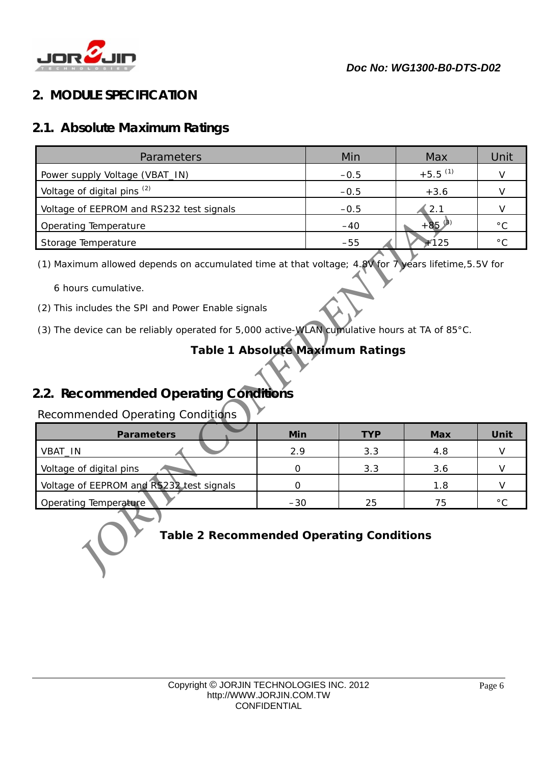# 2. MODULE SPECIFICATION

## 2.1. Absolute Maximum Ratings

| Parameters | Min | Max | Unit |
|---|---|---|---|
| Power supply Voltage (VBAT_IN) | –0.5 | +5.5 [1] | V |
| Voltage of digital pins [2] | –0.5 | +3.6 | V |
| Voltage of EEPROM and RS232 test signals | –0.5 | 2.1 | V |
| Operating Temperature | –40 | +85 [3] | °C |
| Storage Temperature | –55 | +125 | °C |

(1) Maximum allowed depends on accumulated time at that voltage; 4.8V for 7 years lifetime,5.5V for 6 hours cumulative.

(2) This includes the SPI and Power Enable signals

(3) The device can be reliably operated for 5,000 active-WLAN cumulative hours at TA of 85°C.

**Table 1 Absolute Maximum Ratings**

## 2.2. Recommended Operating Conditions

Recommended Operating Conditions

| **Parameters** | **Min** | **TYP** | **Max** | **Unit** |
|---|---|---|---|---|
| VBAT_IN | 2.9 | 3.3 | 4.8 | V |
| Voltage of digital pins | 0 | 3.3 | 3.6 | V |
| Voltage of EEPROM and RS232 test signals | 0 | | 1.8 | V |
| Operating Temperature | –30 | 25 | 75 | °C |

**Table 2 Recommended Operating Conditions**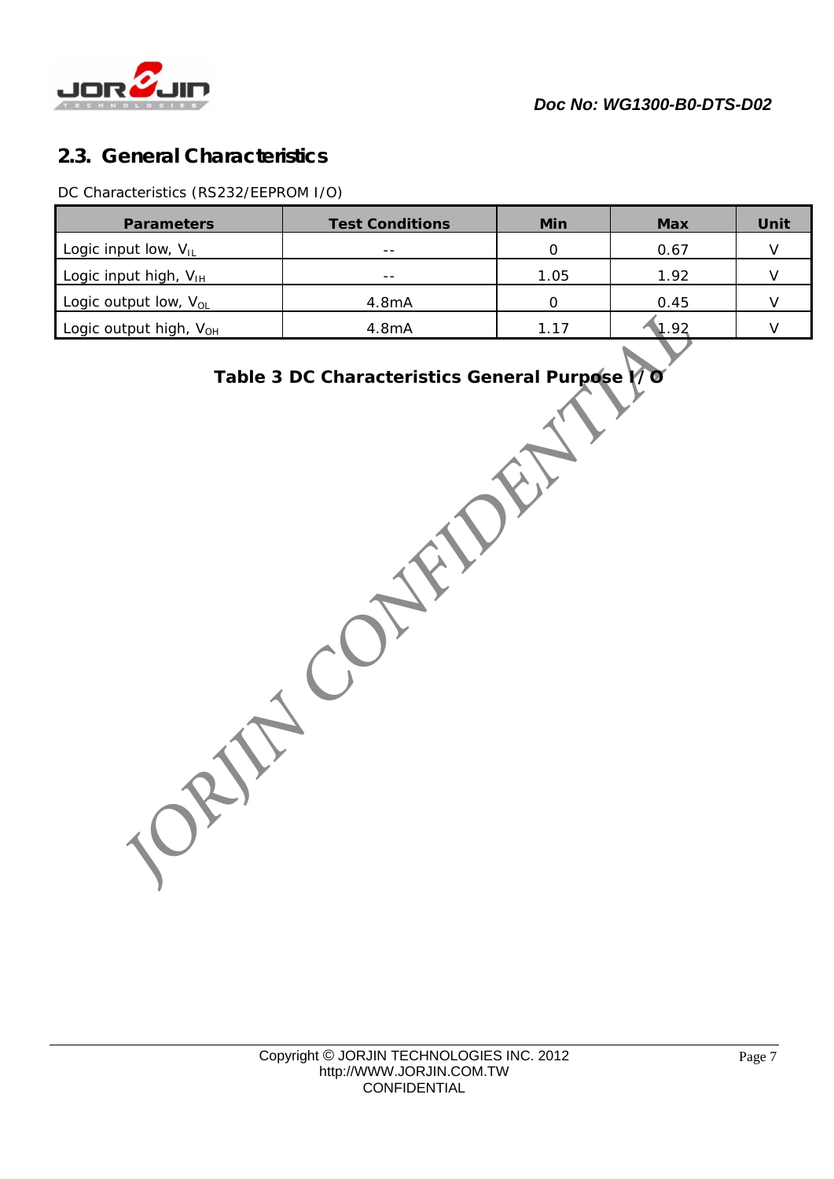## 2.3. General Characteristics

DC Characteristics (RS232/EEPROM I/O)

| Parameters | Test Conditions | Min | Max | Unit |
|---|---|---|---|---|
| Logic input low, $V_{IL}$ | -- | 0 | 0.67 | V |
| Logic input high, $V_{IH}$ | -- | 1.05 | 1.92 | V |
| Logic output low, $V_{OL}$ | 4.8mA | 0 | 0.45 | V |
| Logic output high, $V_{OH}$ | 4.8mA | 1.17 | 1.92 | V |

**Table 3 DC Characteristics General Purpose I/O**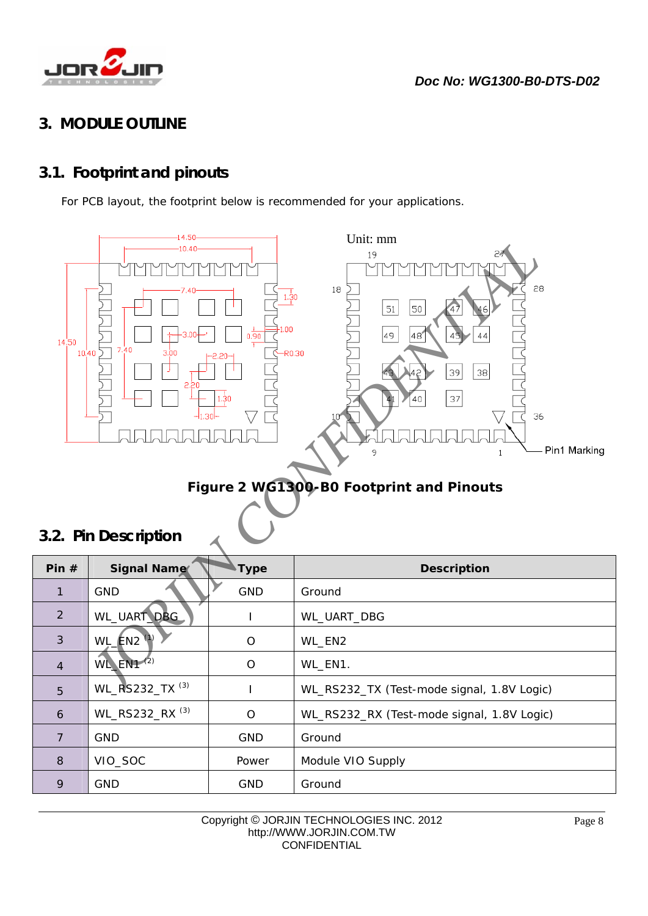# 3. MODULE OUTLINE

## 3.1. Footprint and pinouts

For PCB layout, the footprint below is recommended for your applications.

Figure 2 WG1300-B0 Footprint and Pinouts

## 3.2. Pin Description

| Pin # | Signal Name | Type | Description |
|---|---|---|---|
| 1 | GND | GND | Ground |
| 2 | WL_UART_DBG | I | WL_UART_DBG |
| 3 | WL_EN2 (1) | O | WL_EN2 |
| 4 | WL_EN1 (2) | O | WL_EN1. |
| 5 | WL_RS232_TX (3) | I | WL_RS232_TX (Test-mode signal, 1.8V Logic) |
| 6 | WL_RS232_RX (3) | O | WL_RS232_RX (Test-mode signal, 1.8V Logic) |
| 7 | GND | GND | Ground |
| 8 | VIO_SOC | Power | Module VIO Supply |
| 9 | GND | GND | Ground |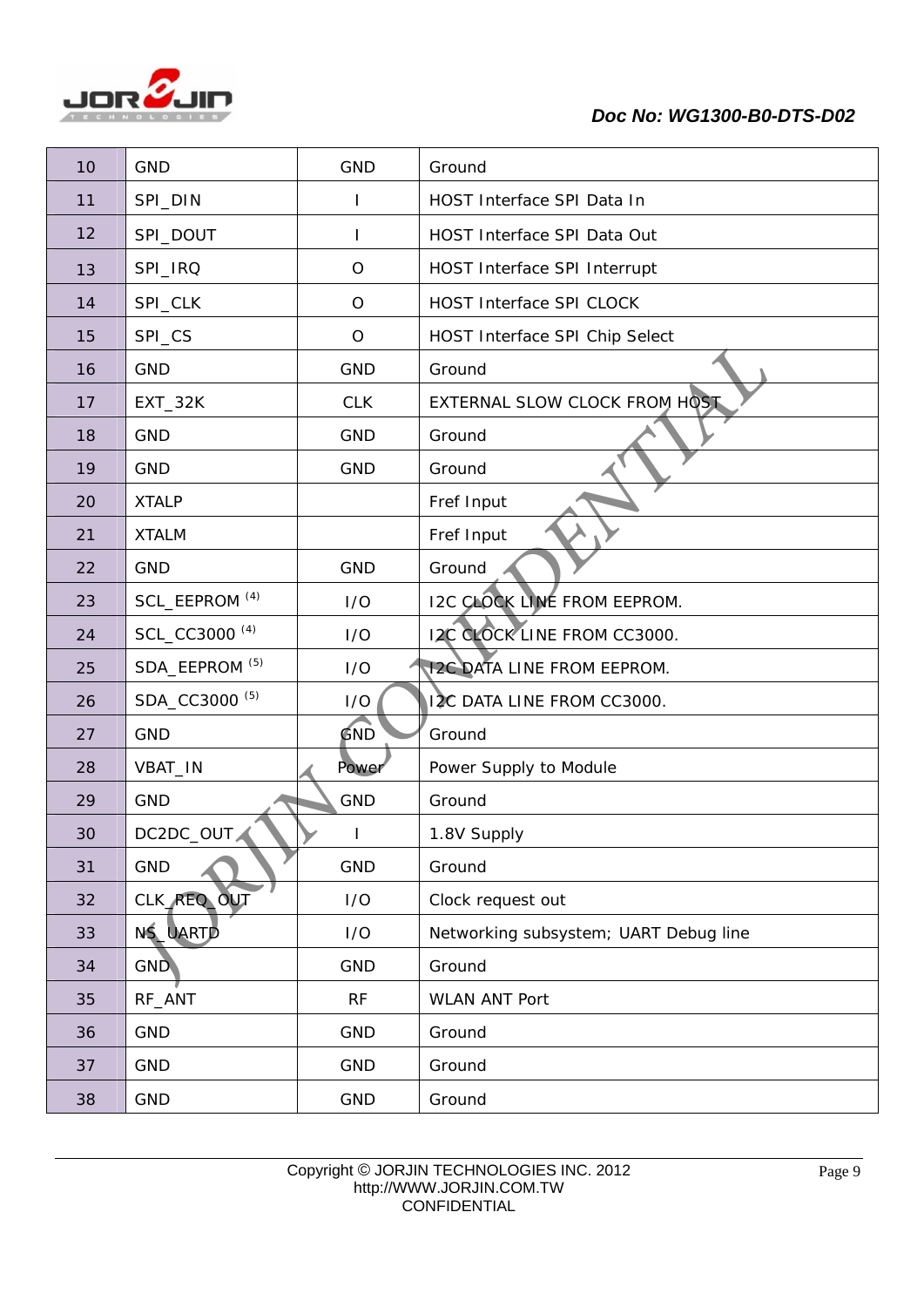| 10 | GND | GND | Ground |
|---|---|---|---|
| 11 | SPI_DIN | I | HOST Interface SPI Data In |
| 12 | SPI_DOUT | I | HOST Interface SPI Data Out |
| 13 | SPI_IRQ | O | HOST Interface SPI Interrupt |
| 14 | SPI_CLK | O | HOST Interface SPI CLOCK |
| 15 | SPI_CS | O | HOST Interface SPI Chip Select |
| 16 | GND | GND | Ground |
| 17 | EXT_32K | CLK | EXTERNAL SLOW CLOCK FROM HOST |
| 18 | GND | GND | Ground |
| 19 | GND | GND | Ground |
| 20 | XTALP | | Fref Input |
| 21 | XTALM | | Fref Input |
| 22 | GND | GND | Ground |
| 23 | SCL_EEPROM [4] | I/O | I2C CLOCK LINE FROM EEPROM. |
| 24 | SCL_CC3000 [4] | I/O | I2C CLOCK LINE FROM CC3000. |
| 25 | SDA_EEPROM [5] | I/O | I2C DATA LINE FROM EEPROM. |
| 26 | SDA_CC3000 [5] | I/O | I2C DATA LINE FROM CC3000. |
| 27 | GND | GND | Ground |
| 28 | VBAT_IN | Power | Power Supply to Module |
| 29 | GND | GND | Ground |
| 30 | DC2DC_OUT | I | 1.8V Supply |
| 31 | GND | GND | Ground |
| 32 | CLK_REQ_OUT | I/O | Clock request out |
| 33 | NS_UARTD | I/O | Networking subsystem; UART Debug line |
| 34 | GND | GND | Ground |
| 35 | RF_ANT | RF | WLAN ANT Port |
| 36 | GND | GND | Ground |
| 37 | GND | GND | Ground |
| 38 | GND | GND | Ground |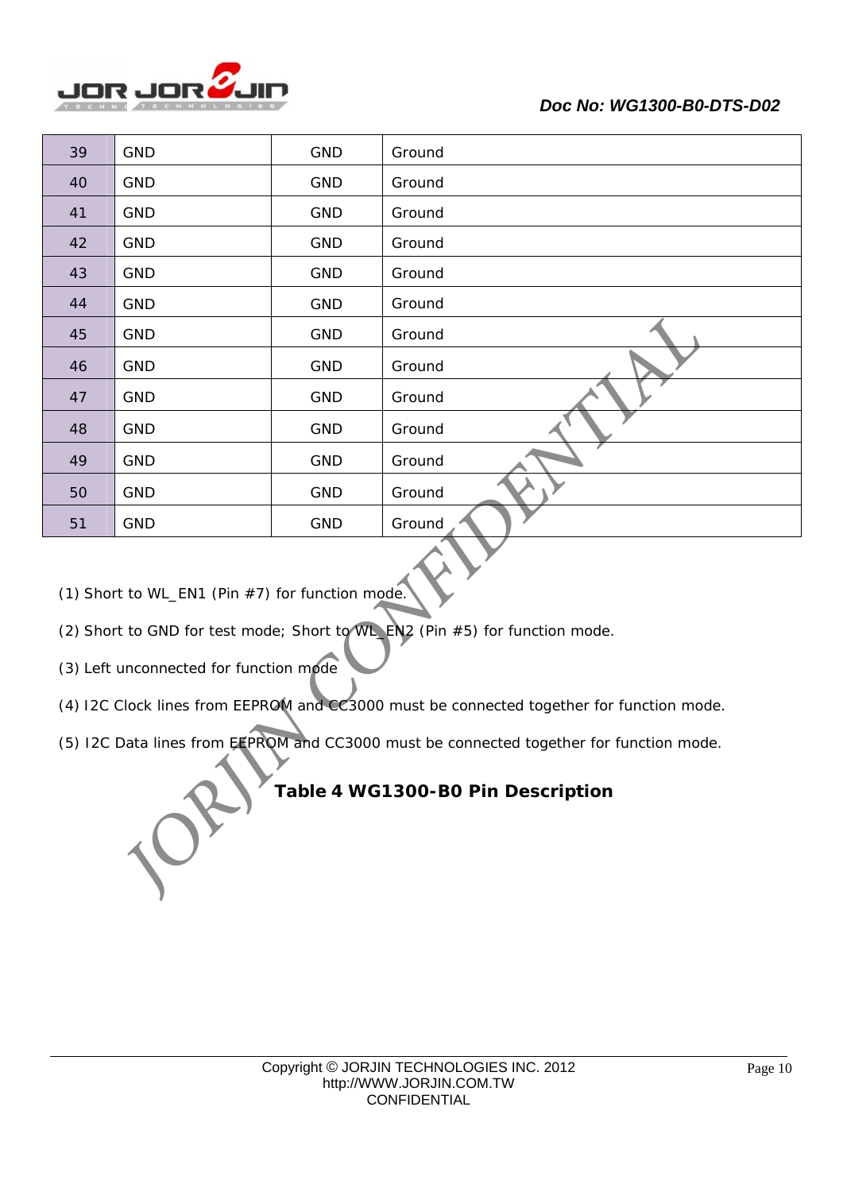| 39 | GND | GND | Ground |
|---|---|---|---|
| 40 | GND | GND | Ground |
| 41 | GND | GND | Ground |
| 42 | GND | GND | Ground |
| 43 | GND | GND | Ground |
| 44 | GND | GND | Ground |
| 45 | GND | GND | Ground |
| 46 | GND | GND | Ground |
| 47 | GND | GND | Ground |
| 48 | GND | GND | Ground |
| 49 | GND | GND | Ground |
| 50 | GND | GND | Ground |
| 51 | GND | GND | Ground |

(1) Short to WL_EN1 (Pin #7) for function mode.

(2) Short to GND for test mode; Short to WL_EN2 (Pin #5) for function mode.

(3) Left unconnected for function mode

(4) I2C Clock lines from EEPROM and CC3000 must be connected together for function mode.

(5) I2C Data lines from EEPROM and CC3000 must be connected together for function mode.

**Table 4 WG1300-B0 Pin Description**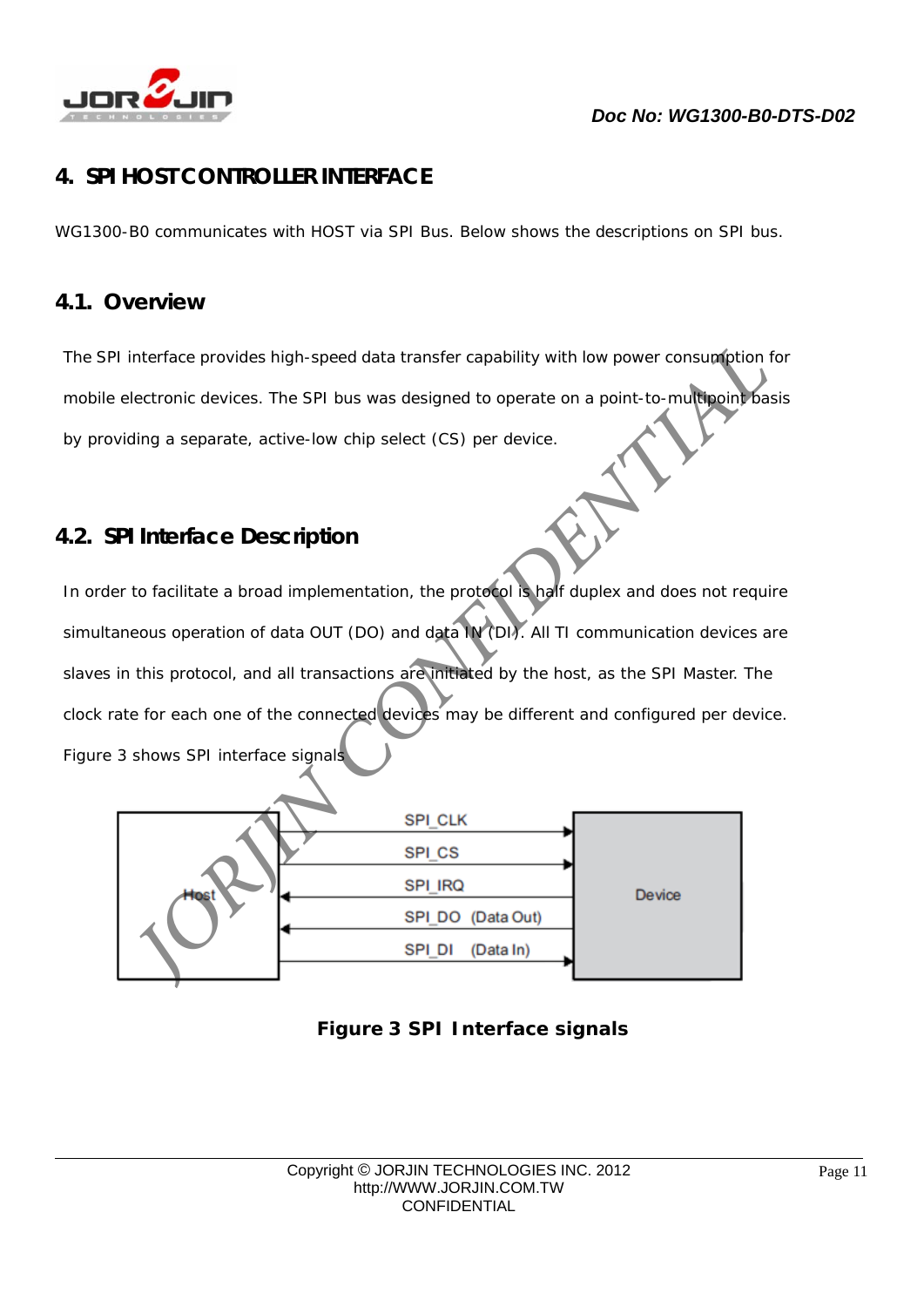# 4. SPI HOST CONTROLLER INTERFACE

WG1300-B0 communicates with HOST via SPI Bus. Below shows the descriptions on SPI bus.

## 4.1. Overview

The SPI interface provides high-speed data transfer capability with low power consumption for mobile electronic devices. The SPI bus was designed to operate on a point-to-multipoint basis by providing a separate, active-low chip select (CS) per device.

## 4.2. SPI Interface Description

In order to facilitate a broad implementation, the protocol is half duplex and does not require simultaneous operation of data OUT (DO) and data IN (DI). All TI communication devices are slaves in this protocol, and all transactions are initiated by the host, as the SPI Master. The clock rate for each one of the connected devices may be different and configured per device. Figure 3 shows SPI interface signals

Host — SPI_CLK → Device
Host — SPI_CS → Device
Host ← SPI_IRQ — Device
Host ← SPI_DO (Data Out) — Device
Host — SPI_DI (Data In) → Device

**Figure 3 SPI Interface signals**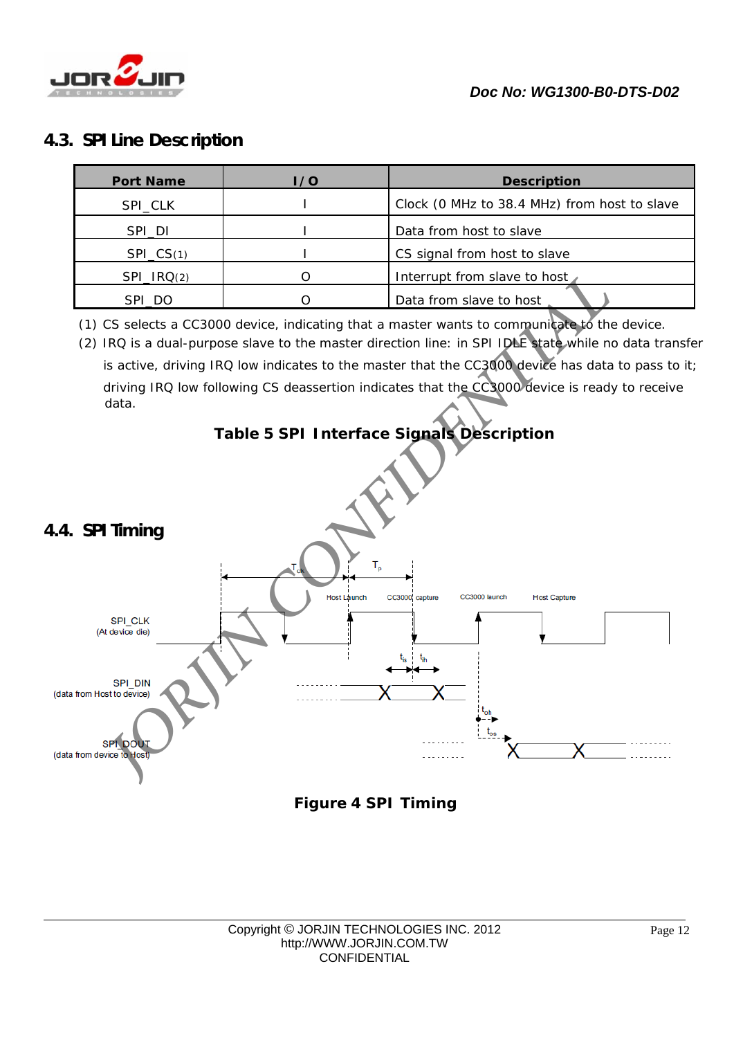## 4.3. SPI Line Description

| Port Name | I/O | Description |
|---|---|---|
| SPI_CLK | I | Clock (0 MHz to 38.4 MHz) from host to slave |
| SPI_DI | I | Data from host to slave |
| SPI_CS(1) | I | CS signal from host to slave |
| SPI_IRQ(2) | O | Interrupt from slave to host |
| SPI_DO | O | Data from slave to host |

(1) CS selects a CC3000 device, indicating that a master wants to communicate to the device.

(2) IRQ is a dual-purpose slave to the master direction line: in SPI IDLE state while no data transfer is active, driving IRQ low indicates to the master that the CC3000 device has data to pass to it; driving IRQ low following CS deassertion indicates that the CC3000 device is ready to receive data.

**Table 5 SPI Interface Signals Description**

## 4.4. SPI Timing

**Figure 4 SPI Timing**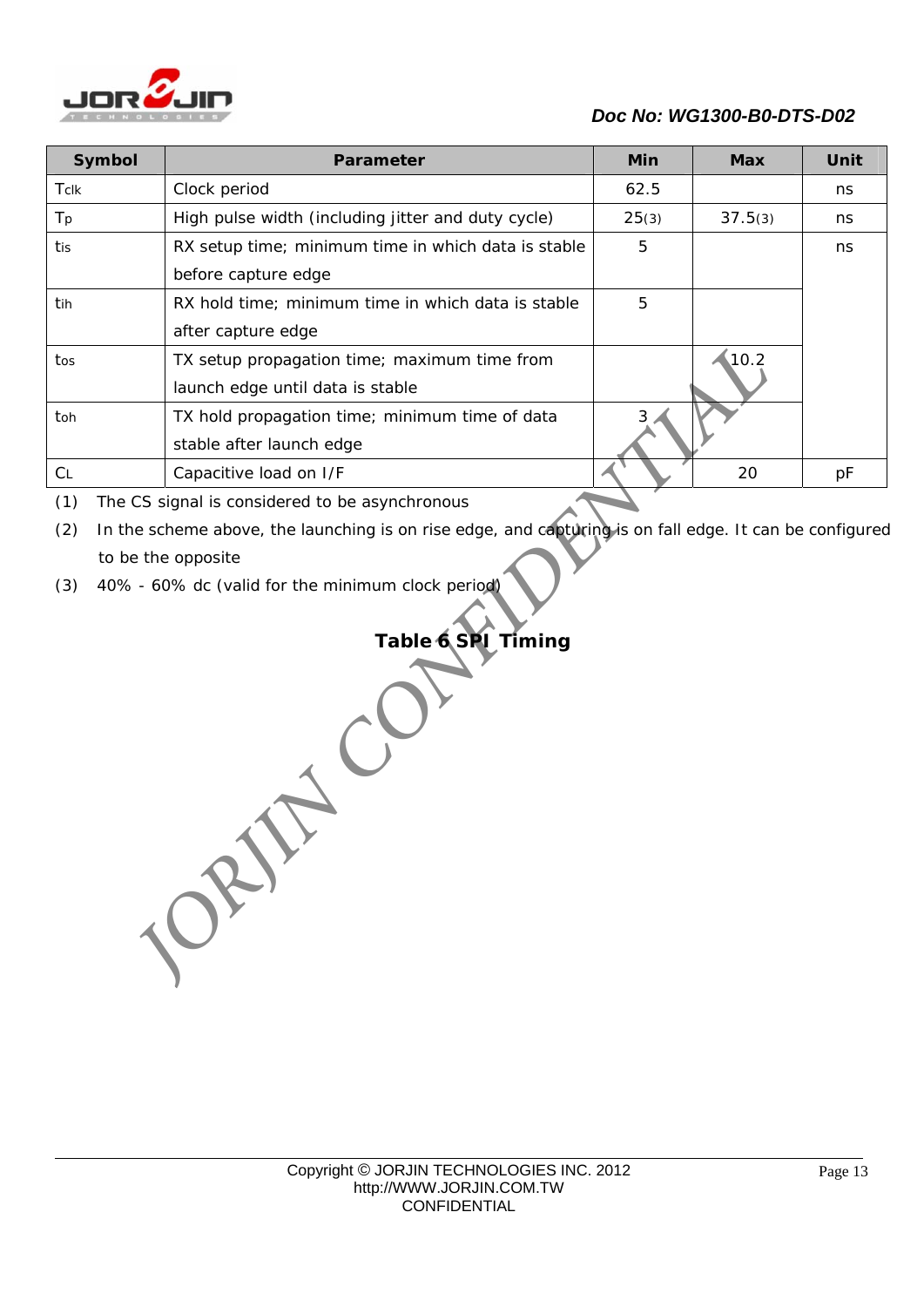| Symbol | Parameter | Min | Max | Unit |
|---|---|---|---|---|
| $T_{clk}$ | Clock period | 62.5 | | ns |
| $T_p$ | High pulse width (including jitter and duty cycle) | 25(3) | 37.5(3) | ns |
| $t_{is}$ | RX setup time; minimum time in which data is stable before capture edge | 5 | | ns |
| $t_{ih}$ | RX hold time; minimum time in which data is stable after capture edge | 5 | | |
| $t_{os}$ | TX setup propagation time; maximum time from launch edge until data is stable | | 10.2 | |
| $t_{oh}$ | TX hold propagation time; minimum time of data stable after launch edge | 3 | | |
| $C_L$ | Capacitive load on I/F | | 20 | pF |

(1) The CS signal is considered to be asynchronous

(2) In the scheme above, the launching is on rise edge, and capturing is on fall edge. It can be configured to be the opposite

(3) 40% - 60% dc (valid for the minimum clock period)

**Table 6 SPI Timing**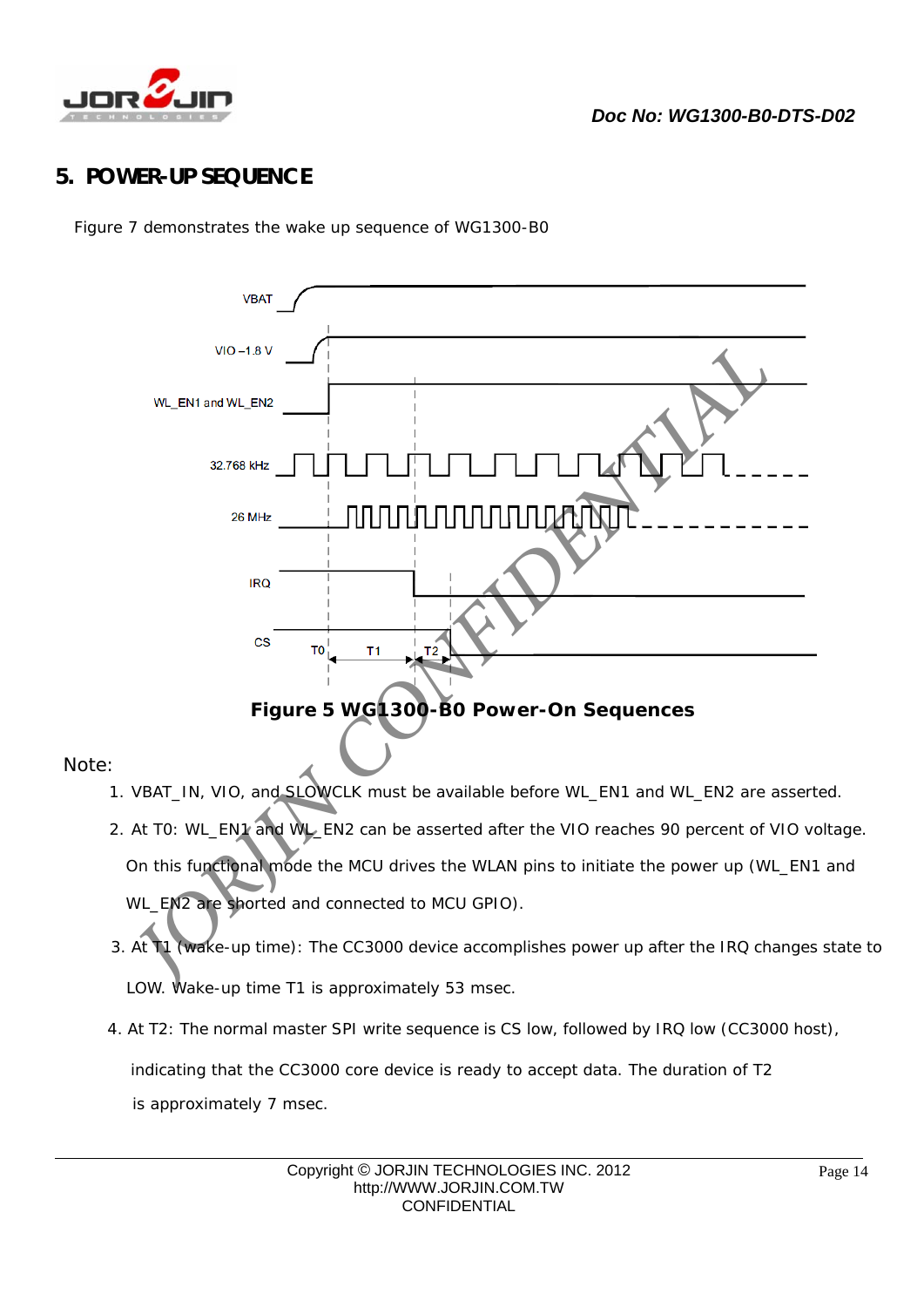# 5. POWER-UP SEQUENCE

Figure 7 demonstrates the wake up sequence of WG1300-B0

**Figure 5 WG1300-B0 Power-On Sequences**

Note:

1. VBAT_IN, VIO, and SLOWCLK must be available before WL_EN1 and WL_EN2 are asserted.
2. At T0: WL_EN1 and WL_EN2 can be asserted after the VIO reaches 90 percent of VIO voltage. On this functional mode the MCU drives the WLAN pins to initiate the power up (WL_EN1 and WL_EN2 are shorted and connected to MCU GPIO).
3. At T1 (wake-up time): The CC3000 device accomplishes power up after the IRQ changes state to LOW. Wake-up time T1 is approximately 53 msec.
4. At T2: The normal master SPI write sequence is CS low, followed by IRQ low (CC3000 host), indicating that the CC3000 core device is ready to accept data. The duration of T2 is approximately 7 msec.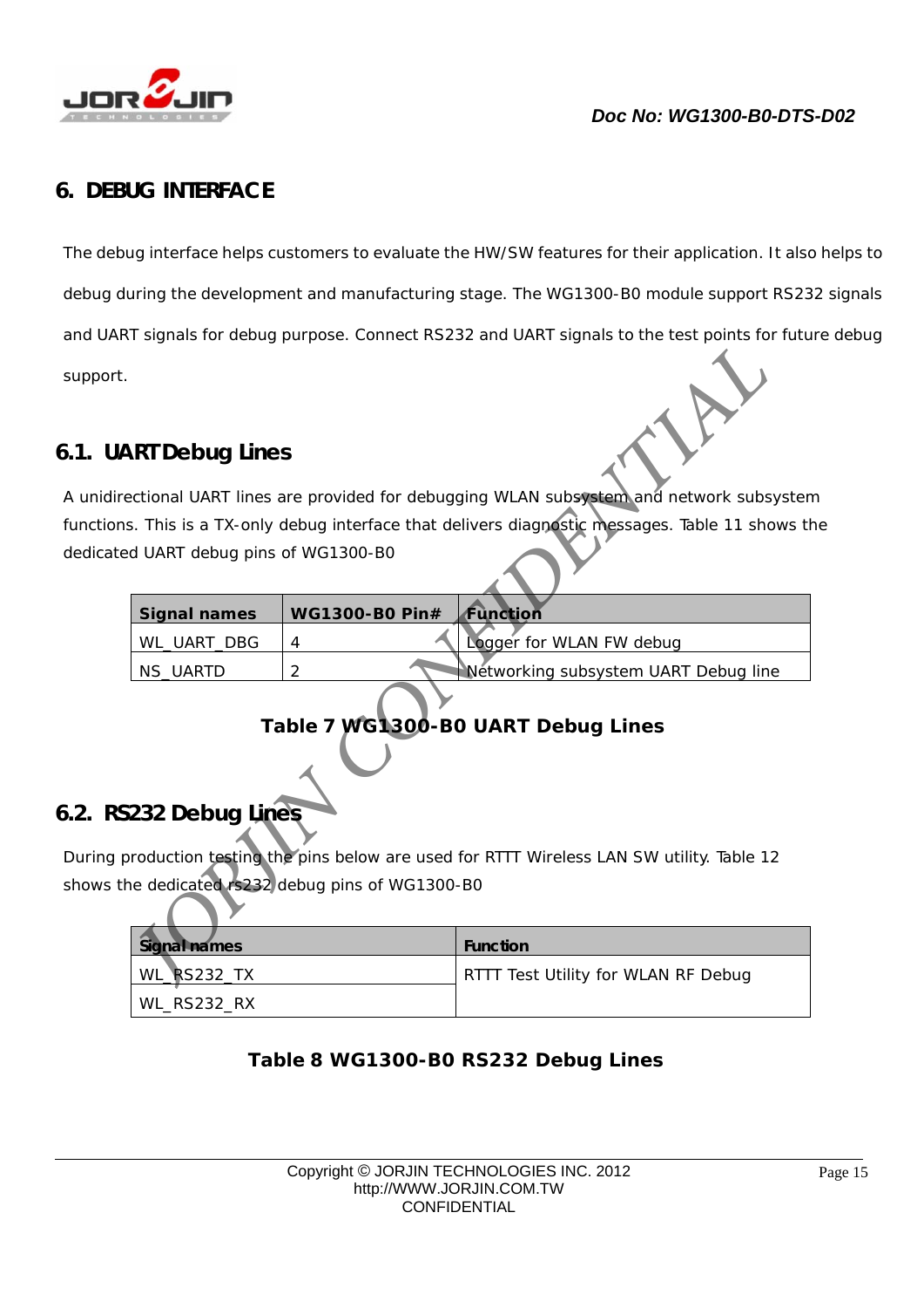# 6. DEBUG INTERFACE

The debug interface helps customers to evaluate the HW/SW features for their application. It also helps to debug during the development and manufacturing stage. The WG1300-B0 module support RS232 signals and UART signals for debug purpose. Connect RS232 and UART signals to the test points for future debug support.

## 6.1. UART Debug Lines

A unidirectional UART lines are provided for debugging WLAN subsystem and network subsystem functions. This is a TX-only debug interface that delivers diagnostic messages. Table 11 shows the dedicated UART debug pins of WG1300-B0

| Signal names | WG1300-B0 Pin# | Function |
|---|---|---|
| WL_UART_DBG | 4 | Logger for WLAN FW debug |
| NS_UARTD | 2 | Networking subsystem UART Debug line |

**Table 7 WG1300-B0 UART Debug Lines**

## 6.2. RS232 Debug Lines

During production testing the pins below are used for RTTT Wireless LAN SW utility. Table 12 shows the dedicated rs232 debug pins of WG1300-B0

| Signal names | Function |
|---|---|
| WL_RS232_TX | RTTT Test Utility for WLAN RF Debug |
| WL_RS232_RX | |

**Table 8 WG1300-B0 RS232 Debug Lines**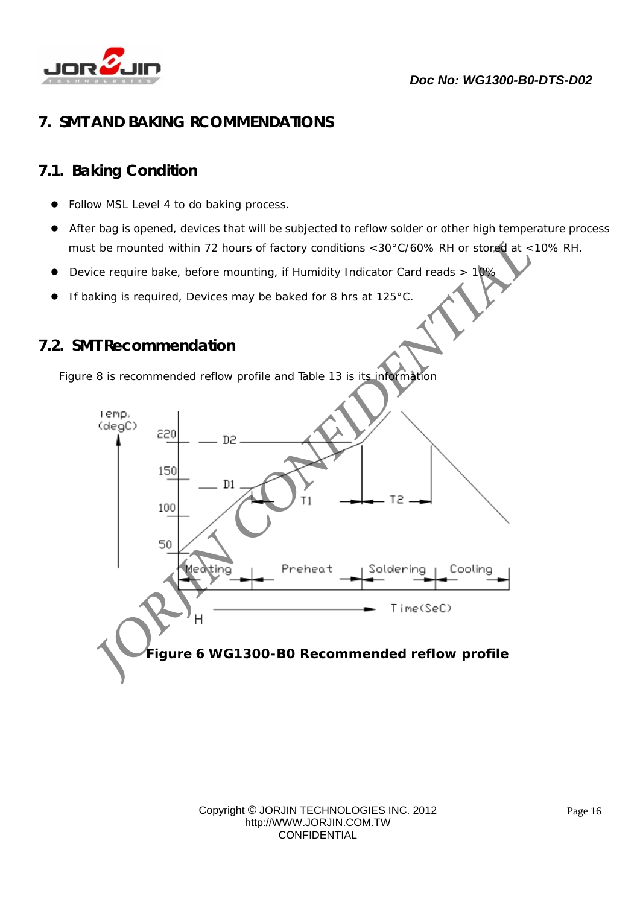# 7. SMT AND BAKING RCOMMENDATIONS

## 7.1. Baking Condition

- Follow MSL Level 4 to do baking process.
- After bag is opened, devices that will be subjected to reflow solder or other high temperature process must be mounted within 72 hours of factory conditions <30°C/60% RH or stored at <10% RH.
- Device require bake, before mounting, if Humidity Indicator Card reads > 10%
- If baking is required, Devices may be baked for 8 hrs at 125°C.

## 7.2. SMT Recommendation

Figure 8 is recommended reflow profile and Table 13 is its information

**Figure 6 WG1300-B0 Recommended reflow profile**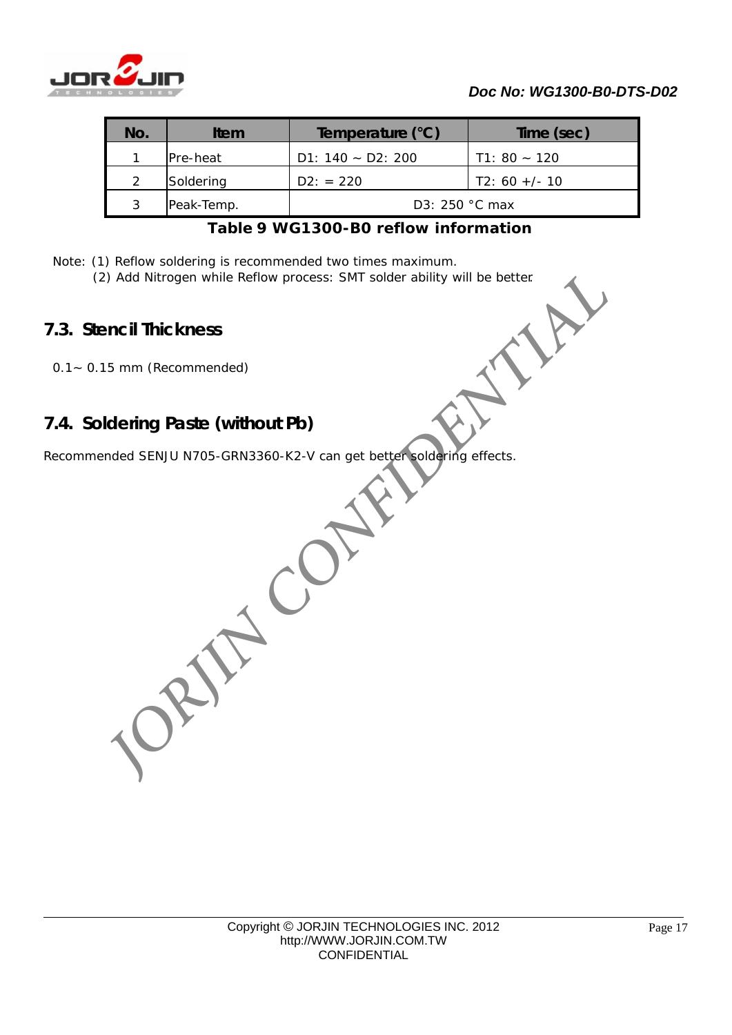| No. | Item | Temperature (°C) | Time (sec) |
|---|---|---|---|
| 1 | Pre-heat | D1: 140 ~ D2: 200 | T1: 80 ~ 120 |
| 2 | Soldering | D2: = 220 | T2: 60 +/- 10 |
| 3 | Peak-Temp. | D3: 250 °C max | |

**Table 9 WG1300-B0 reflow information**

Note: (1) Reflow soldering is recommended two times maximum.
(2) Add Nitrogen while Reflow process: SMT solder ability will be better.

## 7.3. Stencil Thickness

0.1~ 0.15 mm (Recommended)

## 7.4. Soldering Paste (without Pb)

Recommended SENJU N705-GRN3360-K2-V can get better soldering effects.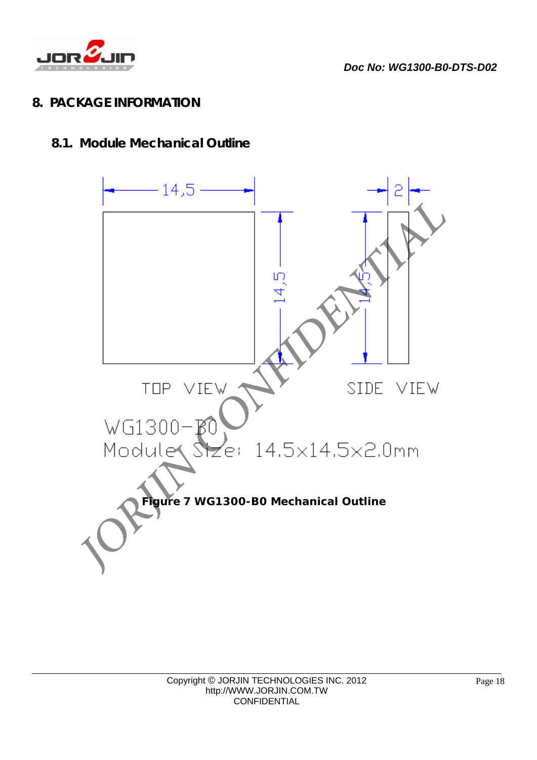# 8. PACKAGE INFORMATION

## 8.1. Module Mechanical Outline

TOP VIEW

SIDE VIEW

WG1300-B0
Module Size: 14.5x14.5x2.0mm

**Figure 7 WG1300-B0 Mechanical Outline**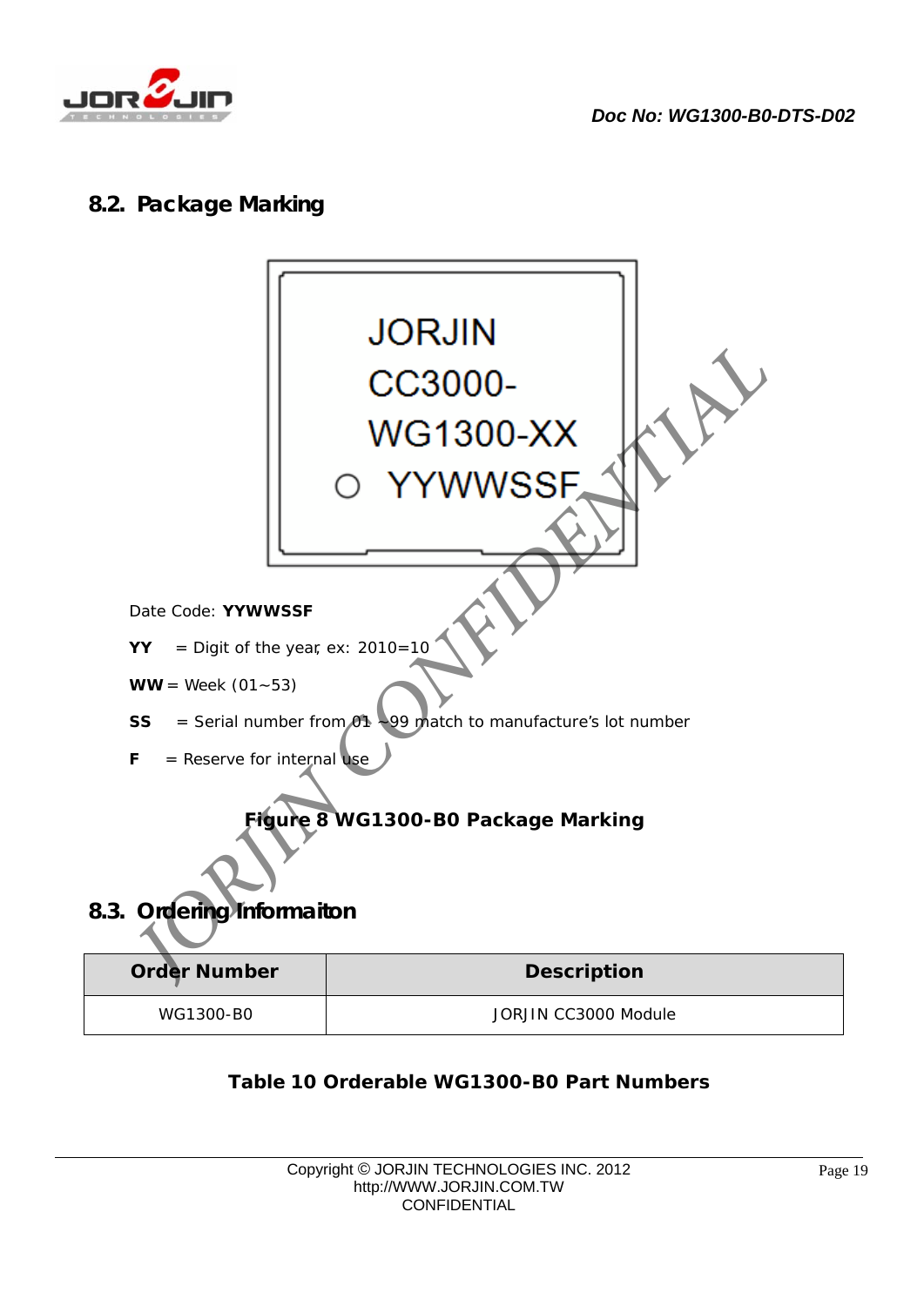## 8.2. Package Marking

JORJIN
CC3000-
WG1300-XX
○ YYWWSSF

Date Code: **YYWWSSF**

**YY** = Digit of the year, ex: 2010=10

**WW** = Week (01~53)

**SS** = Serial number from 01 ~99 match to manufacture's lot number

**F** = Reserve for internal use

**Figure 8 WG1300-B0 Package Marking**

## 8.3. Ordering Informaiton

| Order Number | Description |
|---|---|
| WG1300-B0 | JORJIN CC3000 Module |

**Table 10 Orderable WG1300-B0 Part Numbers**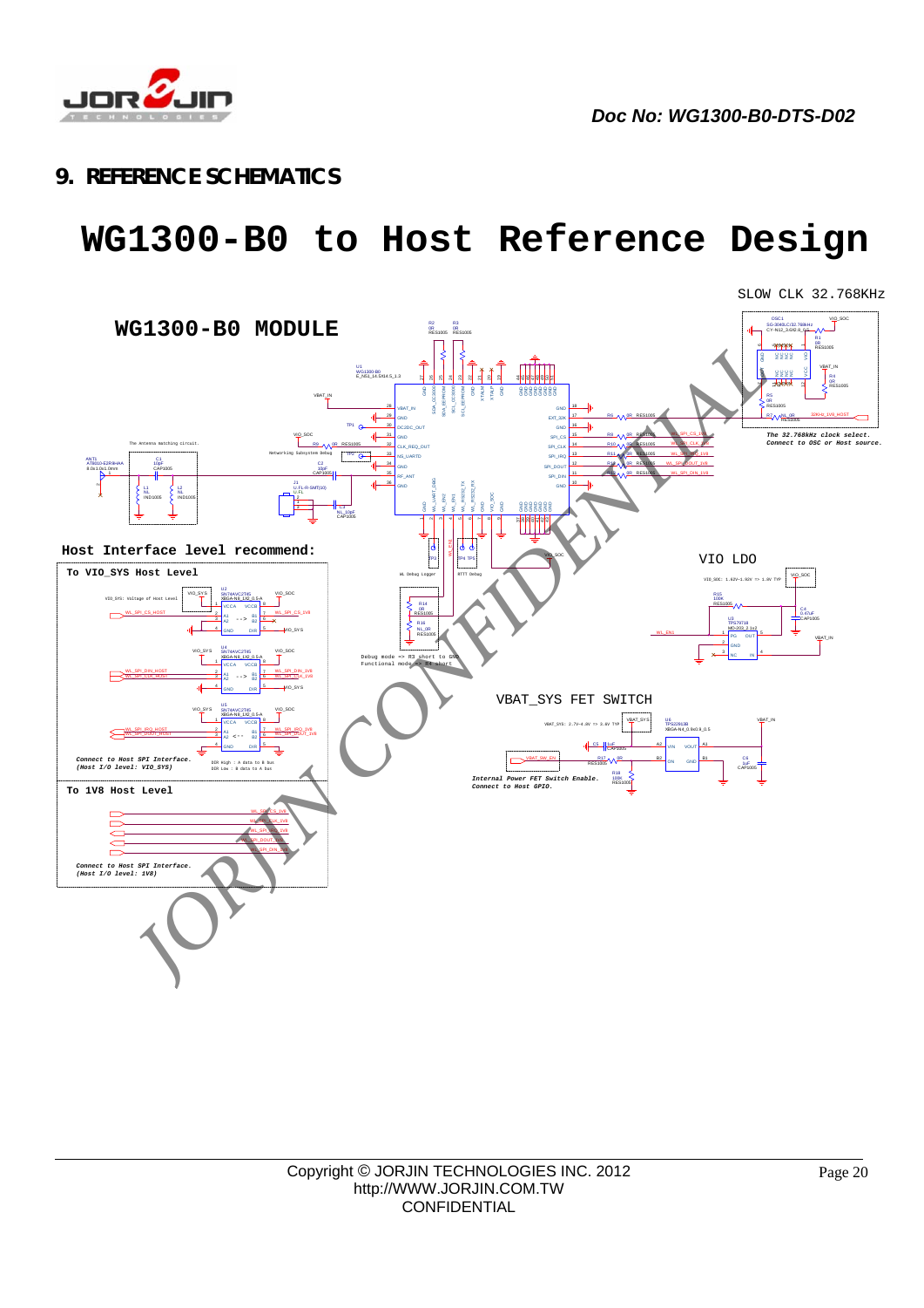# 9. REFERENCE SCHEMATICS

# WG1300-B0 to Host Reference Design

SLOW CLK 32.768KHz

WG1300-B0 MODULE

The 32.768kHz clock select.
Connect to OSC or Host source.

Host Interface level recommend:

To VIO_SYS Host Level

Connect to Host SPI Interface.
(Host I/O level: VIO_SYS)

DIR High : A data to B bus
DIR Low : B data to A bus

To 1V8 Host Level

Connect to Host SPI Interface.
(Host I/O level: 1V8)

Debug mode => R3 short to GND
Functional mode => R4 short

VIO LDO

VIO_SOC: 1.62V~1.92V => 1.8V TYP

VBAT_SYS FET SWITCH

VBAT_SYS: 2.7V~4.8V => 3.6V TYP

Internal Power FET Switch Enable.
Connect to Host GPIO.

Copyright © JORJIN TECHNOLOGIES INC. 2012
http://WWW.JORJIN.COM.TW
CONFIDENTIAL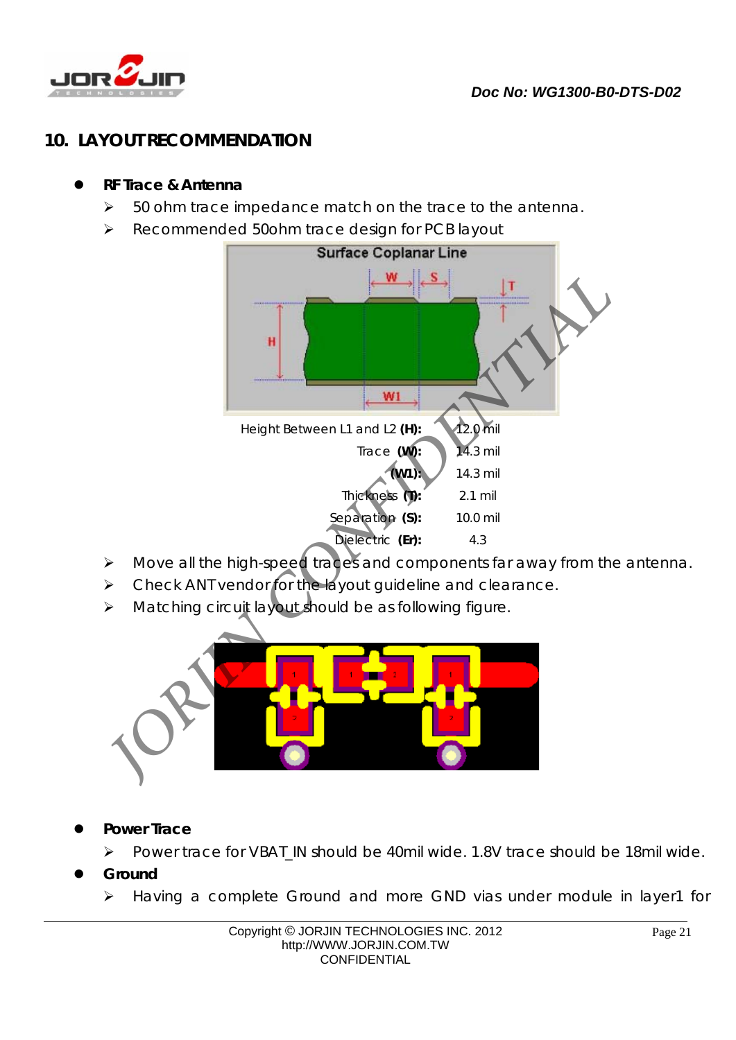## 10. LAYOUT RECOMMENDATION

- **RF Trace & Antenna**
  - 50 ohm trace impedance match on the trace to the antenna.
  - Recommended 50ohm trace design for PCB layout

| | |
|---|---|
| Height Between L1 and L2 **(H):** | 12.0 mil |
| Trace **(W):** | 14.3 mil |
| **(W1):** | 14.3 mil |
| Thickness **(T):** | 2.1 mil |
| Separation **(S):** | 10.0 mil |
| Dielectric **(Er):** | 4.3 |

  - Move all the high-speed traces and components far away from the antenna.
  - Check ANT vendor for the layout guideline and clearance.
  - Matching circuit layout should be as following figure.

- **Power Trace**
  - Power trace for VBAT_IN should be 40mil wide. 1.8V trace should be 18mil wide.
- **Ground**
  - Having a complete Ground and more GND vias under module in layer1 for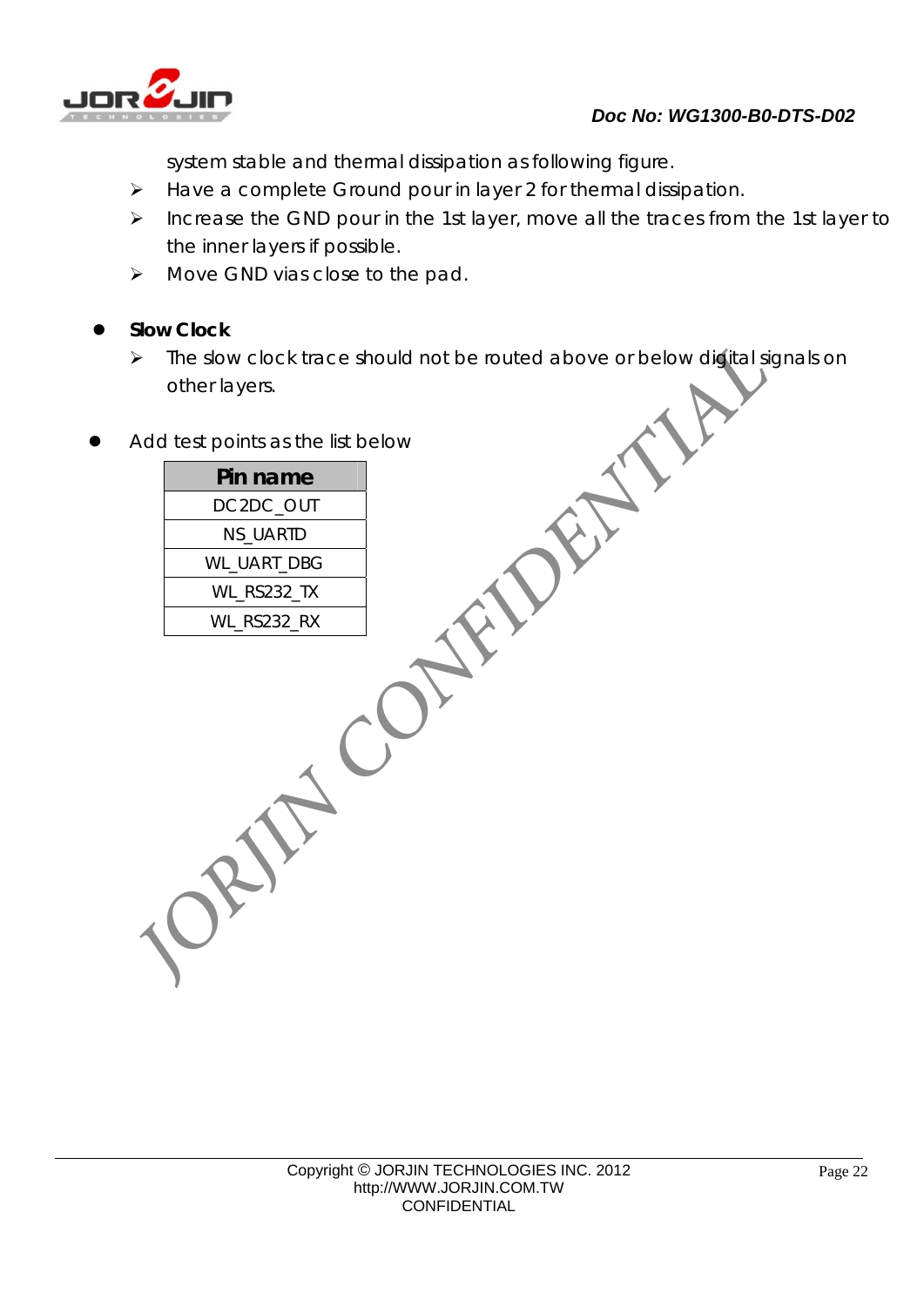system stable and thermal dissipation as following figure.

- Have a complete Ground pour in layer 2 for thermal dissipation.
- Increase the GND pour in the 1st layer, move all the traces from the 1st layer to the inner layers if possible.
- Move GND vias close to the pad.

- **Slow Clock**
  - The slow clock trace should not be routed above or below digital signals on other layers.

- Add test points as the list below

| Pin name |
|---|
| DC2DC_OUT |
| NS_UARTD |
| WL_UART_DBG |
| WL_RS232_TX |
| WL_RS232_RX |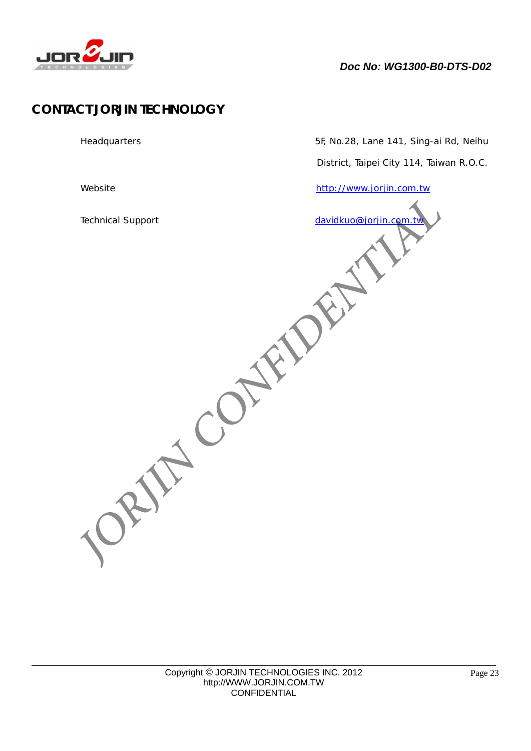# CONTACT JORJIN TECHNOLOGY

| | |
|---|---|
| Headquarters | 5F, No.28, Lane 141, Sing-ai Rd, Neihu District, Taipei City 114, Taiwan R.O.C. |
| Website | http://www.jorjin.com.tw |
| Technical Support | davidkuo@jorjin.com.tw |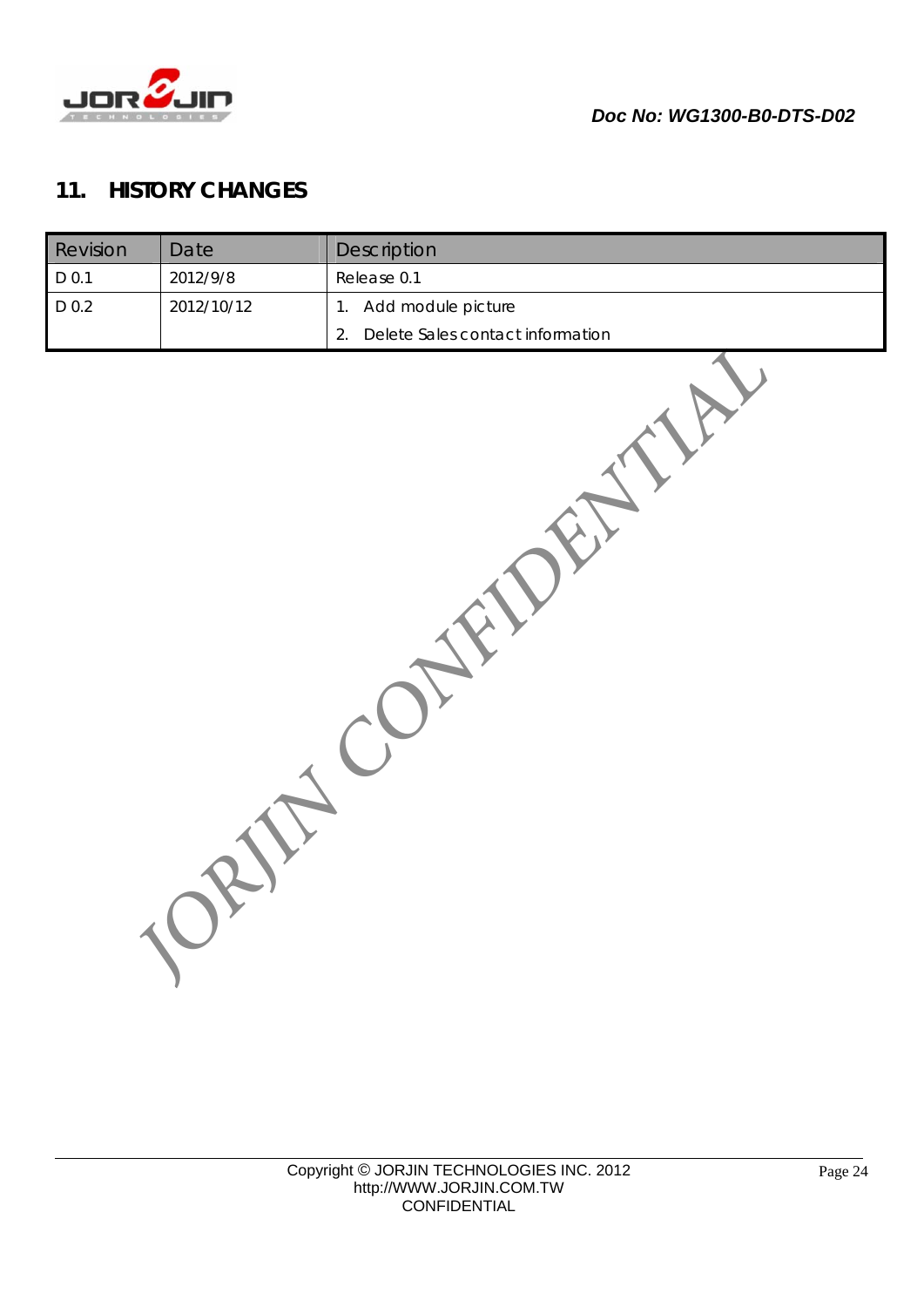# 11. HISTORY CHANGES

| Revision | Date | Description |
|---|---|---|
| D 0.1 | 2012/9/8 | Release 0.1 |
| D 0.2 | 2012/10/12 | 1. Add module picture<br>2. Delete Sales contact information |